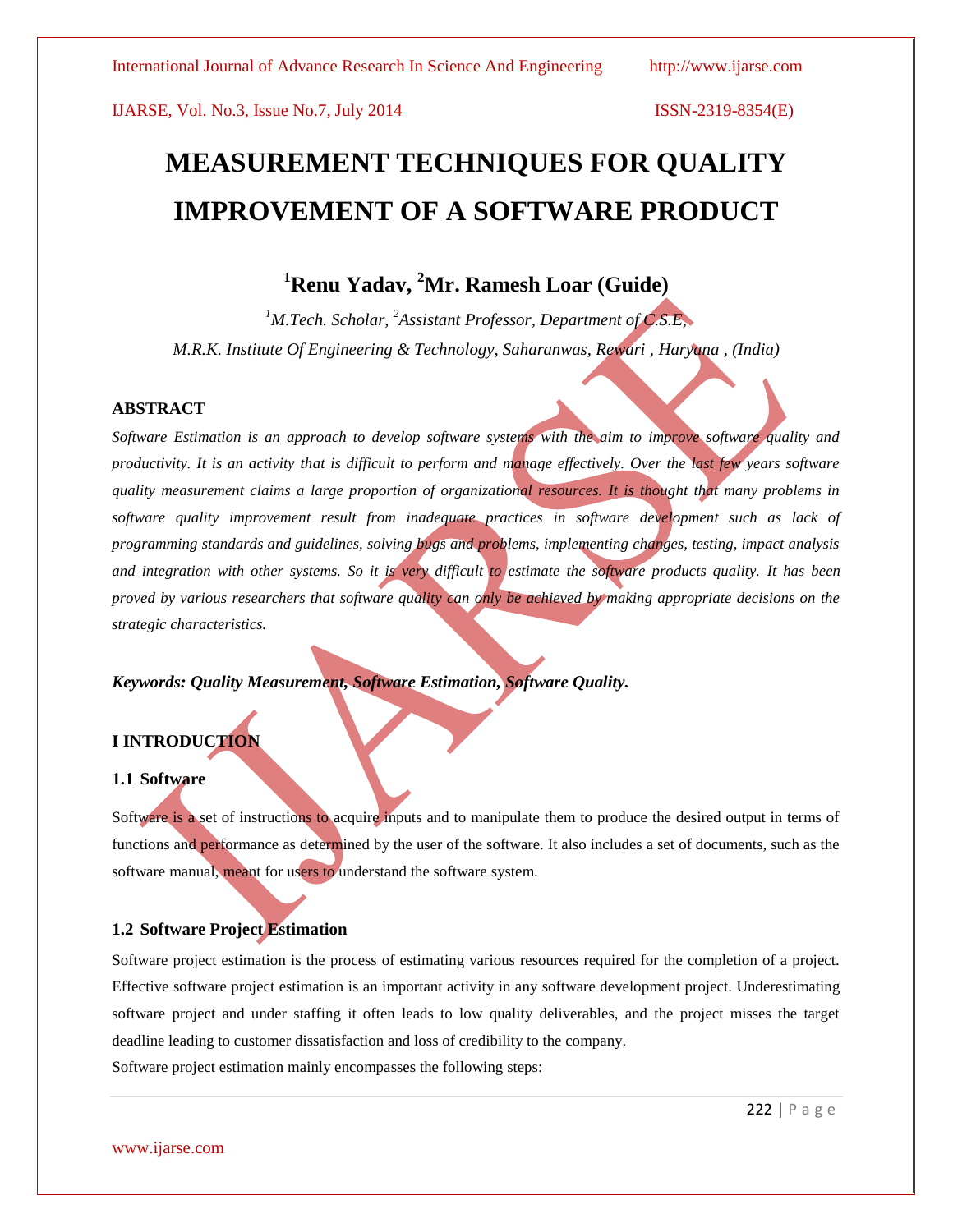# MEASUREMENT TECHNIQUES FOR QUALITY IMPROVEMENT OF A SOFTWARE PRODUCT

**[1]Renu Yadav, [2]Mr. Ramesh Loar (Guide)**

*[1]M.Tech. Scholar, [2]Assistant Professor, Department of C.S.E,*

*M.R.K. Institute Of Engineering & Technology, Saharanwas, Rewari , Haryana , (India)*

## ABSTRACT

*Software Estimation is an approach to develop software systems with the aim to improve software quality and productivity. It is an activity that is difficult to perform and manage effectively. Over the last few years software quality measurement claims a large proportion of organizational resources. It is thought that many problems in software quality improvement result from inadequate practices in software development such as lack of programming standards and guidelines, solving bugs and problems, implementing changes, testing, impact analysis and integration with other systems. So it is very difficult to estimate the software products quality. It has been proved by various researchers that software quality can only be achieved by making appropriate decisions on the strategic characteristics.*

***Keywords: Quality Measurement, Software Estimation, Software Quality.***

## I INTRODUCTION

### 1.1 Software

Software is a set of instructions to acquire inputs and to manipulate them to produce the desired output in terms of functions and performance as determined by the user of the software. It also includes a set of documents, such as the software manual, meant for users to understand the software system.

### 1.2 Software Project Estimation

Software project estimation is the process of estimating various resources required for the completion of a project. Effective software project estimation is an important activity in any software development project. Underestimating software project and under staffing it often leads to low quality deliverables, and the project misses the target deadline leading to customer dissatisfaction and loss of credibility to the company.

Software project estimation mainly encompasses the following steps: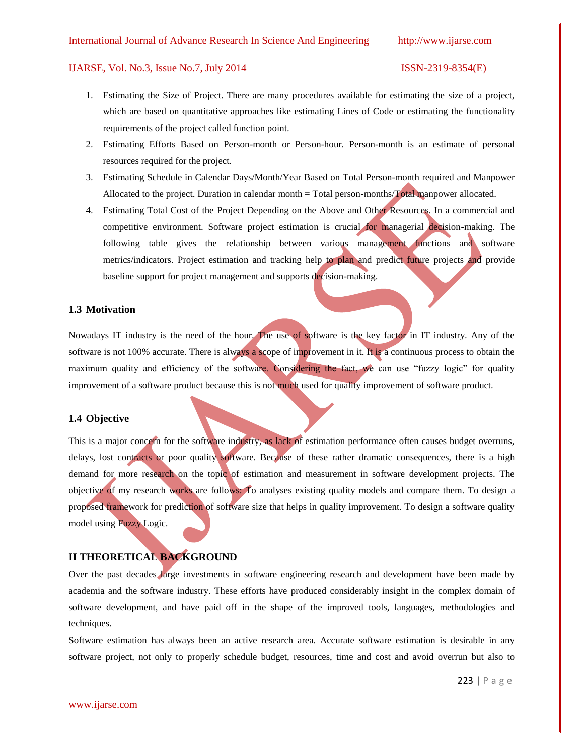1. Estimating the Size of Project. There are many procedures available for estimating the size of a project, which are based on quantitative approaches like estimating Lines of Code or estimating the functionality requirements of the project called function point.
2. Estimating Efforts Based on Person-month or Person-hour. Person-month is an estimate of personal resources required for the project.
3. Estimating Schedule in Calendar Days/Month/Year Based on Total Person-month required and Manpower Allocated to the project. Duration in calendar month = Total person-months/Total manpower allocated.
4. Estimating Total Cost of the Project Depending on the Above and Other Resources. In a commercial and competitive environment. Software project estimation is crucial for managerial decision-making. The following table gives the relationship between various management functions and software metrics/indicators. Project estimation and tracking help to plan and predict future projects and provide baseline support for project management and supports decision-making.

### 1.3 Motivation

Nowadays IT industry is the need of the hour. The use of software is the key factor in IT industry. Any of the software is not 100% accurate. There is always a scope of improvement in it. It is a continuous process to obtain the maximum quality and efficiency of the software. Considering the fact, we can use "fuzzy logic" for quality improvement of a software product because this is not much used for quality improvement of software product.

### 1.4 Objective

This is a major concern for the software industry, as lack of estimation performance often causes budget overruns, delays, lost contracts or poor quality software. Because of these rather dramatic consequences, there is a high demand for more research on the topic of estimation and measurement in software development projects. The objective of my research works are follows: To analyses existing quality models and compare them. To design a proposed framework for prediction of software size that helps in quality improvement. To design a software quality model using Fuzzy Logic.

## II THEORETICAL BACKGROUND

Over the past decades large investments in software engineering research and development have been made by academia and the software industry. These efforts have produced considerably insight in the complex domain of software development, and have paid off in the shape of the improved tools, languages, methodologies and techniques.

Software estimation has always been an active research area. Accurate software estimation is desirable in any software project, not only to properly schedule budget, resources, time and cost and avoid overrun but also to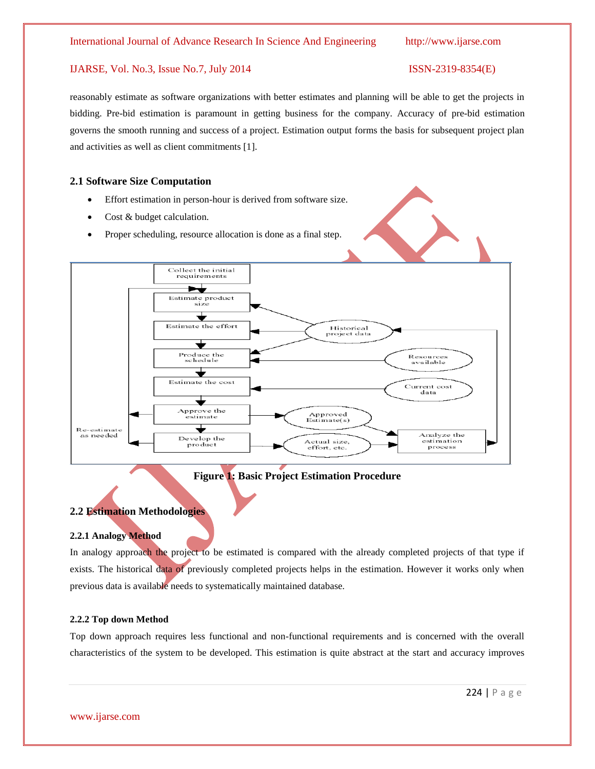reasonably estimate as software organizations with better estimates and planning will be able to get the projects in bidding. Pre-bid estimation is paramount in getting business for the company. Accuracy of pre-bid estimation governs the smooth running and success of a project. Estimation output forms the basis for subsequent project plan and activities as well as client commitments [1].

### 2.1 Software Size Computation

- Effort estimation in person-hour is derived from software size.
- Cost & budget calculation.
- Proper scheduling, resource allocation is done as a final step.

**Figure 1: Basic Project Estimation Procedure**

### 2.2 Estimation Methodologies

#### 2.2.1 Analogy Method

In analogy approach the project to be estimated is compared with the already completed projects of that type if exists. The historical data of previously completed projects helps in the estimation. However it works only when previous data is available needs to systematically maintained database.

#### 2.2.2 Top down Method

Top down approach requires less functional and non-functional requirements and is concerned with the overall characteristics of the system to be developed. This estimation is quite abstract at the start and accuracy improves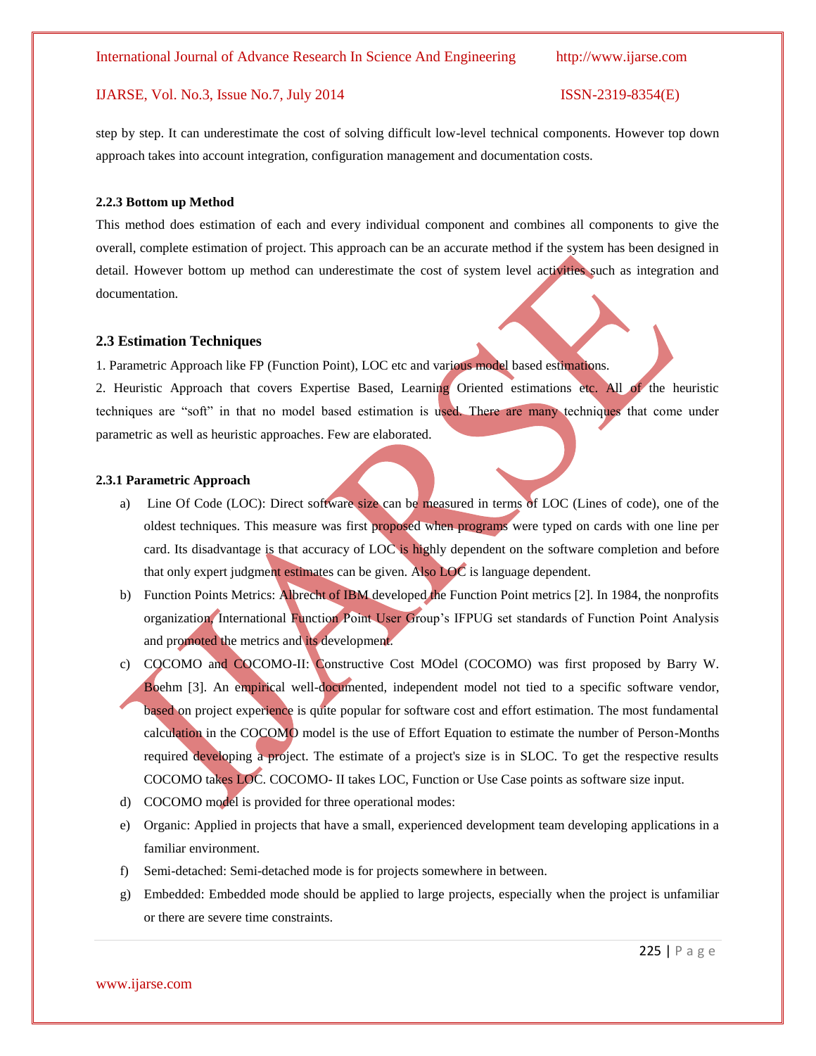step by step. It can underestimate the cost of solving difficult low-level technical components. However top down approach takes into account integration, configuration management and documentation costs.

#### 2.2.3 Bottom up Method

This method does estimation of each and every individual component and combines all components to give the overall, complete estimation of project. This approach can be an accurate method if the system has been designed in detail. However bottom up method can underestimate the cost of system level activities such as integration and documentation.

### 2.3 Estimation Techniques

1. Parametric Approach like FP (Function Point), LOC etc and various model based estimations.
2. Heuristic Approach that covers Expertise Based, Learning Oriented estimations etc. All of the heuristic techniques are "soft" in that no model based estimation is used. There are many techniques that come under parametric as well as heuristic approaches. Few are elaborated.

#### 2.3.1 Parametric Approach

a) Line Of Code (LOC): Direct software size can be measured in terms of LOC (Lines of code), one of the oldest techniques. This measure was first proposed when programs were typed on cards with one line per card. Its disadvantage is that accuracy of LOC is highly dependent on the software completion and before that only expert judgment estimates can be given. Also LOC is language dependent.

b) Function Points Metrics: Albrecht of IBM developed the Function Point metrics [2]. In 1984, the nonprofits organization, International Function Point User Group's IFPUG set standards of Function Point Analysis and promoted the metrics and its development.

c) COCOMO and COCOMO-II: Constructive Cost MOdel (COCOMO) was first proposed by Barry W. Boehm [3]. An empirical well-documented, independent model not tied to a specific software vendor, based on project experience is quite popular for software cost and effort estimation. The most fundamental calculation in the COCOMO model is the use of Effort Equation to estimate the number of Person-Months required developing a project. The estimate of a project's size is in SLOC. To get the respective results COCOMO takes LOC. COCOMO- II takes LOC, Function or Use Case points as software size input.

d) COCOMO model is provided for three operational modes:

e) Organic: Applied in projects that have a small, experienced development team developing applications in a familiar environment.

f) Semi-detached: Semi-detached mode is for projects somewhere in between.

g) Embedded: Embedded mode should be applied to large projects, especially when the project is unfamiliar or there are severe time constraints.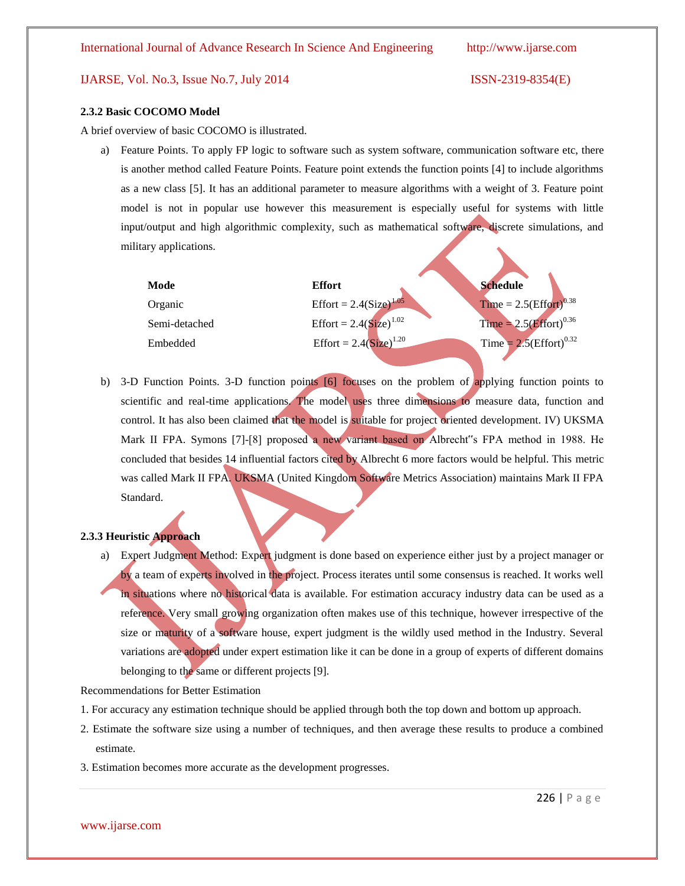### 2.3.2 Basic COCOMO Model

A brief overview of basic COCOMO is illustrated.

a) Feature Points. To apply FP logic to software such as system software, communication software etc, there is another method called Feature Points. Feature point extends the function points [4] to include algorithms as a new class [5]. It has an additional parameter to measure algorithms with a weight of 3. Feature point model is not in popular use however this measurement is especially useful for systems with little input/output and high algorithmic complexity, such as mathematical software, discrete simulations, and military applications.

| Mode | Effort | Schedule |
|---|---|---|
| Organic | Effort = $2.4(\text{Size})^{1.05}$ | Time = $2.5(\text{Effort})^{0.38}$ |
| Semi-detached | Effort = $2.4(\text{Size})^{1.02}$ | Time = $2.5(\text{Effort})^{0.36}$ |
| Embedded | Effort = $2.4(\text{Size})^{1.20}$ | Time = $2.5(\text{Effort})^{0.32}$ |

b) 3-D Function Points. 3-D function points [6] focuses on the problem of applying function points to scientific and real-time applications. The model uses three dimensions to measure data, function and control. It has also been claimed that the model is suitable for project oriented development. IV) UKSMA Mark II FPA. Symons [7]-[8] proposed a new variant based on Albrecht"s FPA method in 1988. He concluded that besides 14 influential factors cited by Albrecht 6 more factors would be helpful. This metric was called Mark II FPA. UKSMA (United Kingdom Software Metrics Association) maintains Mark II FPA Standard.

### 2.3.3 Heuristic Approach

a) Expert Judgment Method: Expert judgment is done based on experience either just by a project manager or by a team of experts involved in the project. Process iterates until some consensus is reached. It works well in situations where no historical data is available. For estimation accuracy industry data can be used as a reference. Very small growing organization often makes use of this technique, however irrespective of the size or maturity of a software house, expert judgment is the wildly used method in the Industry. Several variations are adopted under expert estimation like it can be done in a group of experts of different domains belonging to the same or different projects [9].

Recommendations for Better Estimation

1. For accuracy any estimation technique should be applied through both the top down and bottom up approach.
2. Estimate the software size using a number of techniques, and then average these results to produce a combined estimate.
3. Estimation becomes more accurate as the development progresses.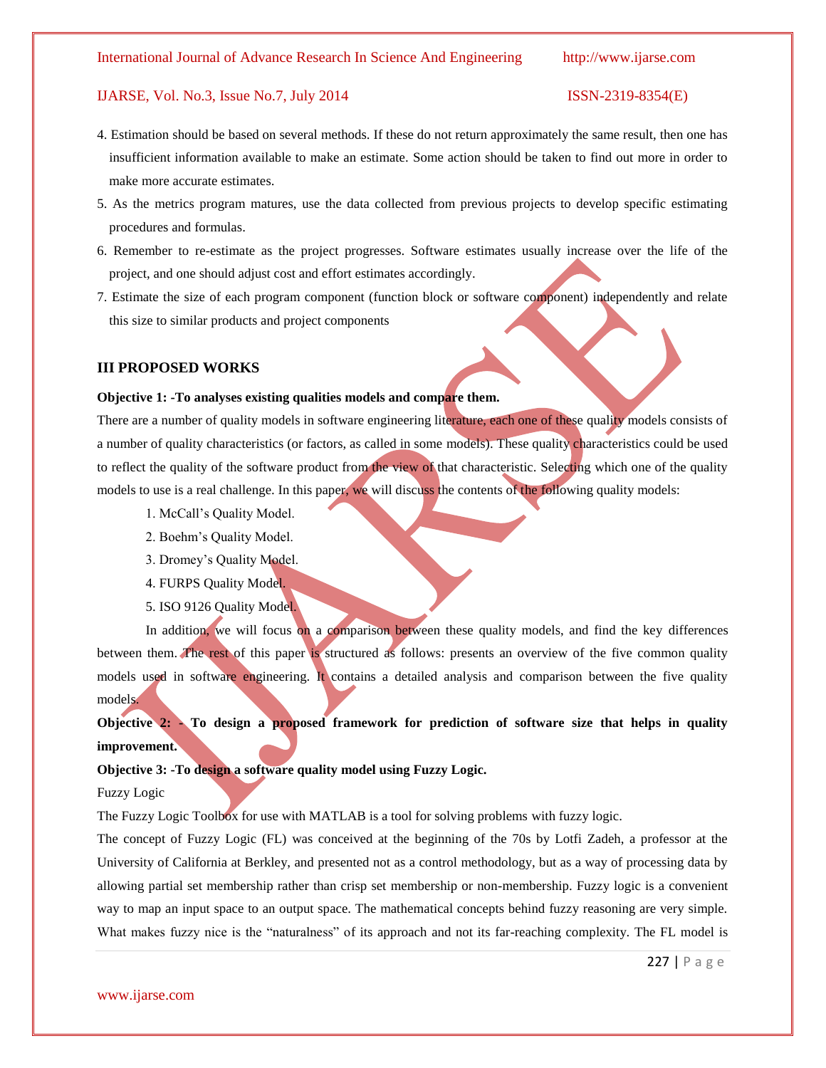4. Estimation should be based on several methods. If these do not return approximately the same result, then one has insufficient information available to make an estimate. Some action should be taken to find out more in order to make more accurate estimates.
5. As the metrics program matures, use the data collected from previous projects to develop specific estimating procedures and formulas.
6. Remember to re-estimate as the project progresses. Software estimates usually increase over the life of the project, and one should adjust cost and effort estimates accordingly.
7. Estimate the size of each program component (function block or software component) independently and relate this size to similar products and project components

## III PROPOSED WORKS

**Objective 1: -To analyses existing qualities models and compare them.**

There are a number of quality models in software engineering literature, each one of these quality models consists of a number of quality characteristics (or factors, as called in some models). These quality characteristics could be used to reflect the quality of the software product from the view of that characteristic. Selecting which one of the quality models to use is a real challenge. In this paper, we will discuss the contents of the following quality models:

1. McCall's Quality Model.
2. Boehm's Quality Model.
3. Dromey's Quality Model.
4. FURPS Quality Model.
5. ISO 9126 Quality Model.

In addition, we will focus on a comparison between these quality models, and find the key differences between them. The rest of this paper is structured as follows: presents an overview of the five common quality models used in software engineering. It contains a detailed analysis and comparison between the five quality models.

**Objective 2: - To design a proposed framework for prediction of software size that helps in quality improvement.**

**Objective 3: -To design a software quality model using Fuzzy Logic.**

Fuzzy Logic

The Fuzzy Logic Toolbox for use with MATLAB is a tool for solving problems with fuzzy logic.

The concept of Fuzzy Logic (FL) was conceived at the beginning of the 70s by Lotfi Zadeh, a professor at the University of California at Berkley, and presented not as a control methodology, but as a way of processing data by allowing partial set membership rather than crisp set membership or non-membership. Fuzzy logic is a convenient way to map an input space to an output space. The mathematical concepts behind fuzzy reasoning are very simple. What makes fuzzy nice is the "naturalness" of its approach and not its far-reaching complexity. The FL model is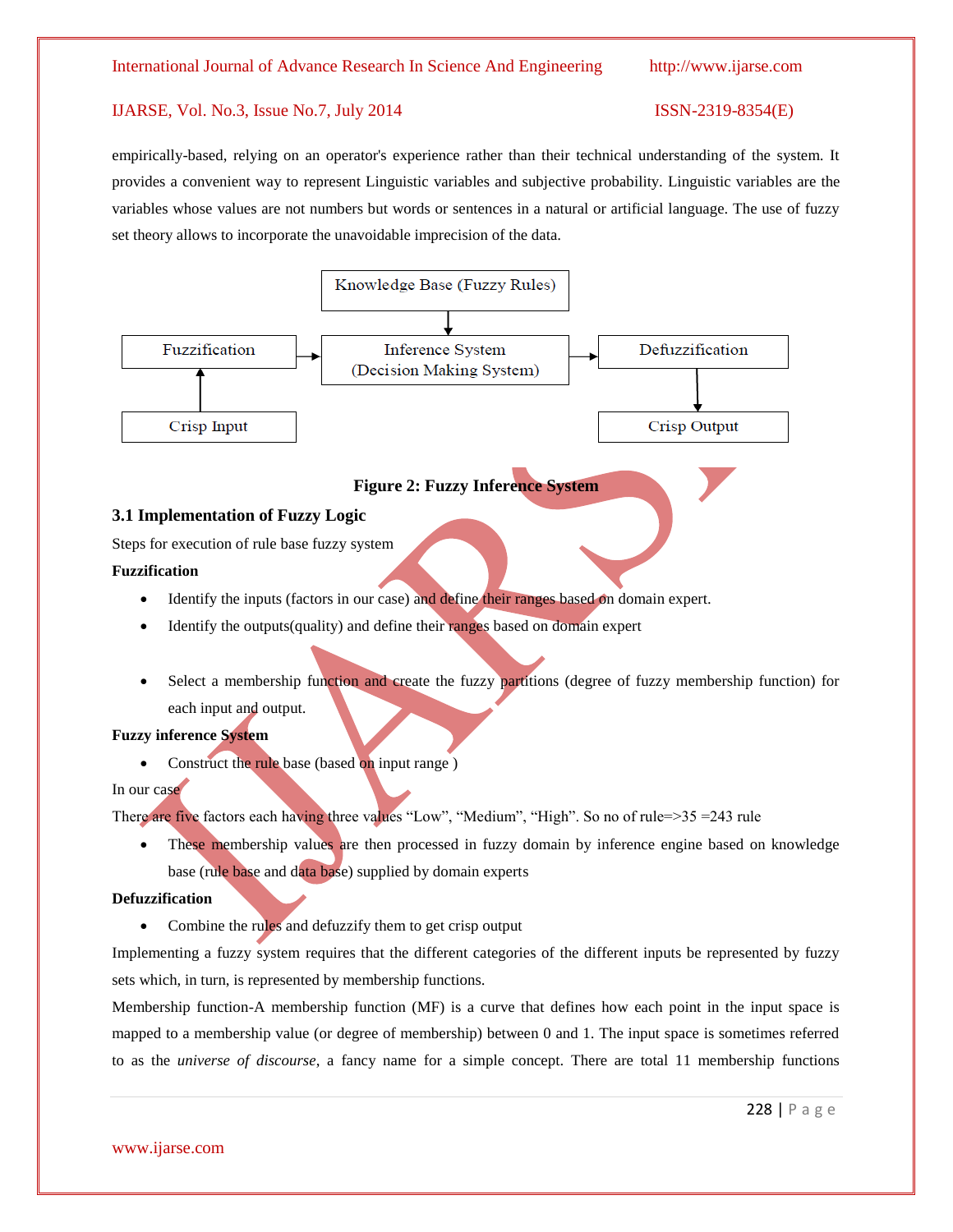empirically-based, relying on an operator's experience rather than their technical understanding of the system. It provides a convenient way to represent Linguistic variables and subjective probability. Linguistic variables are the variables whose values are not numbers but words or sentences in a natural or artificial language. The use of fuzzy set theory allows to incorporate the unavoidable imprecision of the data.

```
                      Knowledge Base (Fuzzy Rules)
                                  |
                                  v
Fuzzification  --->   Inference System               --->  Defuzzification
      ^               (Decision Making System)                   |
      |                                                          v
Crisp Input                                                 Crisp Output
```

**Figure 2: Fuzzy Inference System**

### 3.1 Implementation of Fuzzy Logic

Steps for execution of rule base fuzzy system

**Fuzzification**

- Identify the inputs (factors in our case) and define their ranges based on domain expert.
- Identify the outputs(quality) and define their ranges based on domain expert

- Select a membership function and create the fuzzy partitions (degree of fuzzy membership function) for each input and output.

**Fuzzy inference System**

- Construct the rule base (based on input range )

In our case

There are five factors each having three values "Low", "Medium", "High". So no of rule=>35 =243 rule

- These membership values are then processed in fuzzy domain by inference engine based on knowledge base (rule base and data base) supplied by domain experts

**Defuzzification**

- Combine the rules and defuzzify them to get crisp output

Implementing a fuzzy system requires that the different categories of the different inputs be represented by fuzzy sets which, in turn, is represented by membership functions.

Membership function-A membership function (MF) is a curve that defines how each point in the input space is mapped to a membership value (or degree of membership) between 0 and 1. The input space is sometimes referred to as the *universe of discourse*, a fancy name for a simple concept. There are total 11 membership functions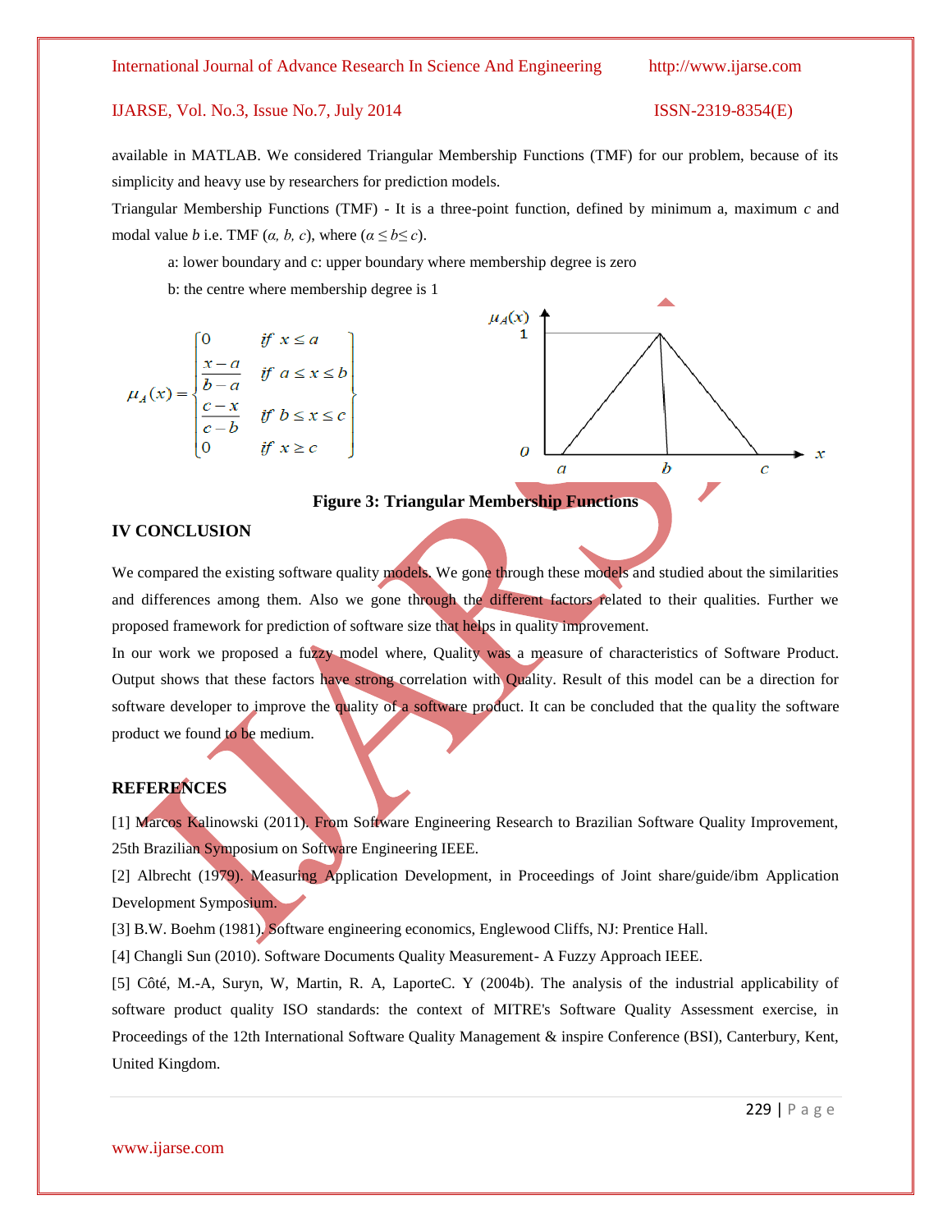available in MATLAB. We considered Triangular Membership Functions (TMF) for our problem, because of its simplicity and heavy use by researchers for prediction models.

Triangular Membership Functions (TMF) - It is a three-point function, defined by minimum a, maximum $c$ and modal value $b$ i.e. TMF ($\alpha, b, c$), where ($\alpha \leq b \leq c$).

a: lower boundary and c: upper boundary where membership degree is zero

b: the centre where membership degree is 1

$$\mu_A(x) = \begin{cases} 0 & \text{if } x \leq a \\ \dfrac{x-a}{b-a} & \text{if } a \leq x \leq b \\ \dfrac{c-x}{c-b} & \text{if } b \leq x \leq c \\ 0 & \text{if } x \geq c \end{cases}$$

**Figure 3: Triangular Membership Functions**

## IV CONCLUSION

We compared the existing software quality models. We gone through these models and studied about the similarities and differences among them. Also we gone through the different factors related to their qualities. Further we proposed framework for prediction of software size that helps in quality improvement.

In our work we proposed a fuzzy model where, Quality was a measure of characteristics of Software Product. Output shows that these factors have strong correlation with Quality. Result of this model can be a direction for software developer to improve the quality of a software product. It can be concluded that the quality the software product we found to be medium.

## REFERENCES

[1] Marcos Kalinowski (2011). From Software Engineering Research to Brazilian Software Quality Improvement, 25th Brazilian Symposium on Software Engineering IEEE.

[2] Albrecht (1979). Measuring Application Development, in Proceedings of Joint share/guide/ibm Application Development Symposium.

[3] B.W. Boehm (1981). Software engineering economics, Englewood Cliffs, NJ: Prentice Hall.

[4] Changli Sun (2010). Software Documents Quality Measurement- A Fuzzy Approach IEEE.

[5] Côté, M.-A, Suryn, W, Martin, R. A, LaporteC. Y (2004b). The analysis of the industrial applicability of software product quality ISO standards: the context of MITRE's Software Quality Assessment exercise, in Proceedings of the 12th International Software Quality Management & inspire Conference (BSI), Canterbury, Kent, United Kingdom.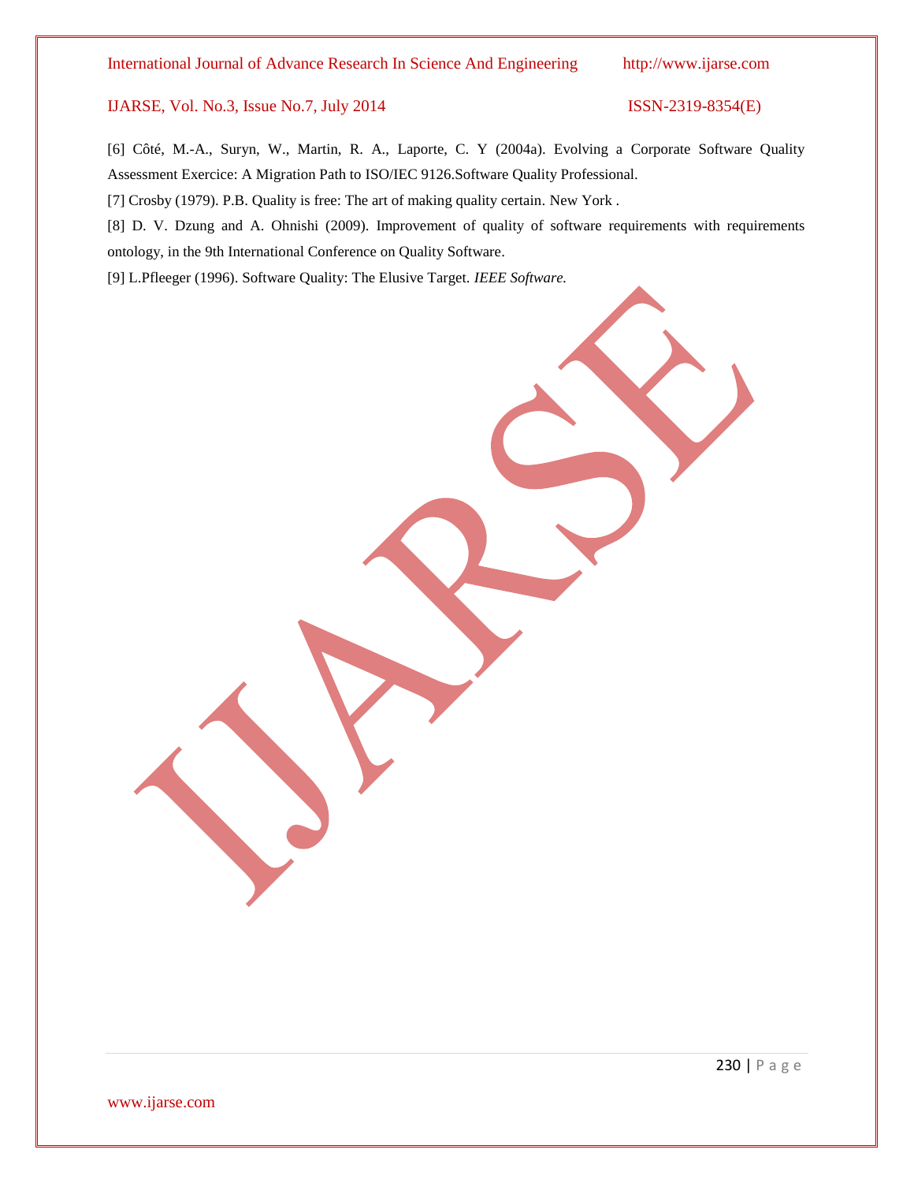[6] Côté, M.-A., Suryn, W., Martin, R. A., Laporte, C. Y (2004a). Evolving a Corporate Software Quality Assessment Exercice: A Migration Path to ISO/IEC 9126.Software Quality Professional.

[7] Crosby (1979). P.B. Quality is free: The art of making quality certain. New York .

[8] D. V. Dzung and A. Ohnishi (2009). Improvement of quality of software requirements with requirements ontology, in the 9th International Conference on Quality Software.

[9] L.Pfleeger (1996). Software Quality: The Elusive Target. *IEEE Software.*